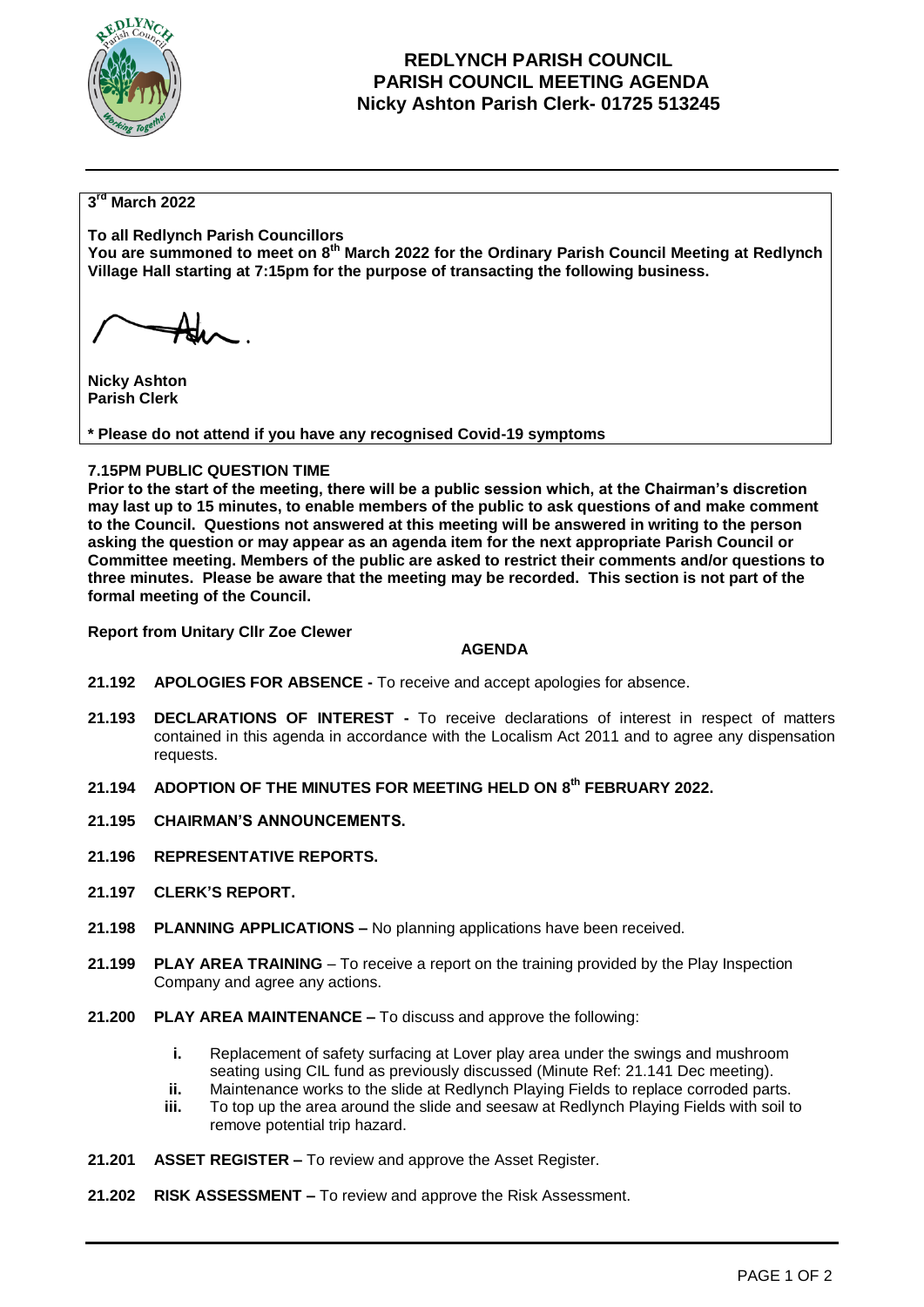# REDLYNCH PARISH COUNCIL
## PARISH COUNCIL MEETING AGENDA
### Nicky Ashton Parish Clerk- 01725 513245

**3rd March 2022**

**To all Redlynch Parish Councillors**
**You are summoned to meet on 8th March 2022 for the Ordinary Parish Council Meeting at Redlynch Village Hall starting at 7:15pm for the purpose of transacting the following business.**

**Nicky Ashton**
**Parish Clerk**

**\* Please do not attend if you have any recognised Covid-19 symptoms**

**7.15PM PUBLIC QUESTION TIME**
**Prior to the start of the meeting, there will be a public session which, at the Chairman's discretion may last up to 15 minutes, to enable members of the public to ask questions of and make comment to the Council. Questions not answered at this meeting will be answered in writing to the person asking the question or may appear as an agenda item for the next appropriate Parish Council or Committee meeting. Members of the public are asked to restrict their comments and/or questions to three minutes. Please be aware that the meeting may be recorded. This section is not part of the formal meeting of the Council.**

**Report from Unitary Cllr Zoe Clewer**

**AGENDA**

**21.192 APOLOGIES FOR ABSENCE -** To receive and accept apologies for absence.

**21.193 DECLARATIONS OF INTEREST -** To receive declarations of interest in respect of matters contained in this agenda in accordance with the Localism Act 2011 and to agree any dispensation requests.

**21.194 ADOPTION OF THE MINUTES FOR MEETING HELD ON 8th FEBRUARY 2022.**

**21.195 CHAIRMAN'S ANNOUNCEMENTS.**

**21.196 REPRESENTATIVE REPORTS.**

**21.197 CLERK'S REPORT.**

**21.198 PLANNING APPLICATIONS –** No planning applications have been received.

**21.199 PLAY AREA TRAINING** – To receive a report on the training provided by the Play Inspection Company and agree any actions.

**21.200 PLAY AREA MAINTENANCE –** To discuss and approve the following:

- **i.** Replacement of safety surfacing at Lover play area under the swings and mushroom seating using CIL fund as previously discussed (Minute Ref: 21.141 Dec meeting).
- **ii.** Maintenance works to the slide at Redlynch Playing Fields to replace corroded parts.
- **iii.** To top up the area around the slide and seesaw at Redlynch Playing Fields with soil to remove potential trip hazard.

**21.201 ASSET REGISTER –** To review and approve the Asset Register.

**21.202 RISK ASSESSMENT –** To review and approve the Risk Assessment.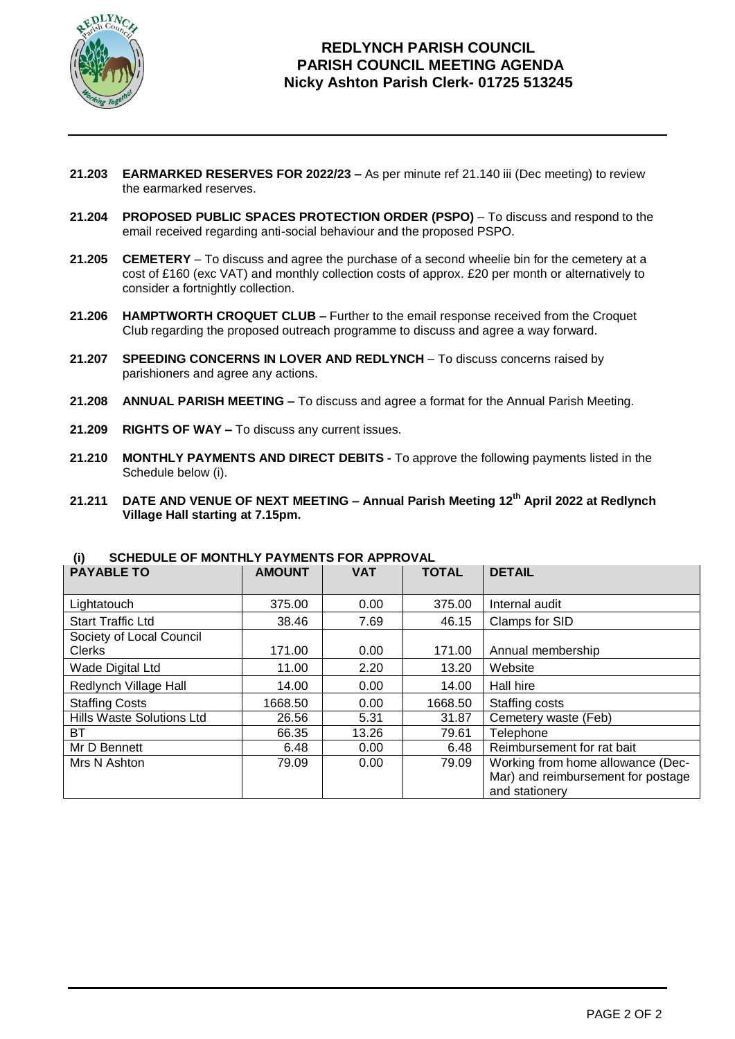# REDLYNCH PARISH COUNCIL
## PARISH COUNCIL MEETING AGENDA
## Nicky Ashton Parish Clerk- 01725 513245

**21.203 EARMARKED RESERVES FOR 2022/23 –** As per minute ref 21.140 iii (Dec meeting) to review the earmarked reserves.

**21.204 PROPOSED PUBLIC SPACES PROTECTION ORDER (PSPO)** – To discuss and respond to the email received regarding anti-social behaviour and the proposed PSPO.

**21.205 CEMETERY** – To discuss and agree the purchase of a second wheelie bin for the cemetery at a cost of £160 (exc VAT) and monthly collection costs of approx. £20 per month or alternatively to consider a fortnightly collection.

**21.206 HAMPTWORTH CROQUET CLUB –** Further to the email response received from the Croquet Club regarding the proposed outreach programme to discuss and agree a way forward.

**21.207 SPEEDING CONCERNS IN LOVER AND REDLYNCH** – To discuss concerns raised by parishioners and agree any actions.

**21.208 ANNUAL PARISH MEETING –** To discuss and agree a format for the Annual Parish Meeting.

**21.209 RIGHTS OF WAY –** To discuss any current issues.

**21.210 MONTHLY PAYMENTS AND DIRECT DEBITS -** To approve the following payments listed in the Schedule below (i).

**21.211 DATE AND VENUE OF NEXT MEETING – Annual Parish Meeting 12th April 2022 at Redlynch Village Hall starting at 7.15pm.**

**(i) SCHEDULE OF MONTHLY PAYMENTS FOR APPROVAL**

| PAYABLE TO | AMOUNT | VAT | TOTAL | DETAIL |
|---|---|---|---|---|
| Lightatouch | 375.00 | 0.00 | 375.00 | Internal audit |
| Start Traffic Ltd | 38.46 | 7.69 | 46.15 | Clamps for SID |
| Society of Local Council Clerks | 171.00 | 0.00 | 171.00 | Annual membership |
| Wade Digital Ltd | 11.00 | 2.20 | 13.20 | Website |
| Redlynch Village Hall | 14.00 | 0.00 | 14.00 | Hall hire |
| Staffing Costs | 1668.50 | 0.00 | 1668.50 | Staffing costs |
| Hills Waste Solutions Ltd | 26.56 | 5.31 | 31.87 | Cemetery waste (Feb) |
| BT | 66.35 | 13.26 | 79.61 | Telephone |
| Mr D Bennett | 6.48 | 0.00 | 6.48 | Reimbursement for rat bait |
| Mrs N Ashton | 79.09 | 0.00 | 79.09 | Working from home allowance (Dec-Mar) and reimbursement for postage and stationery |